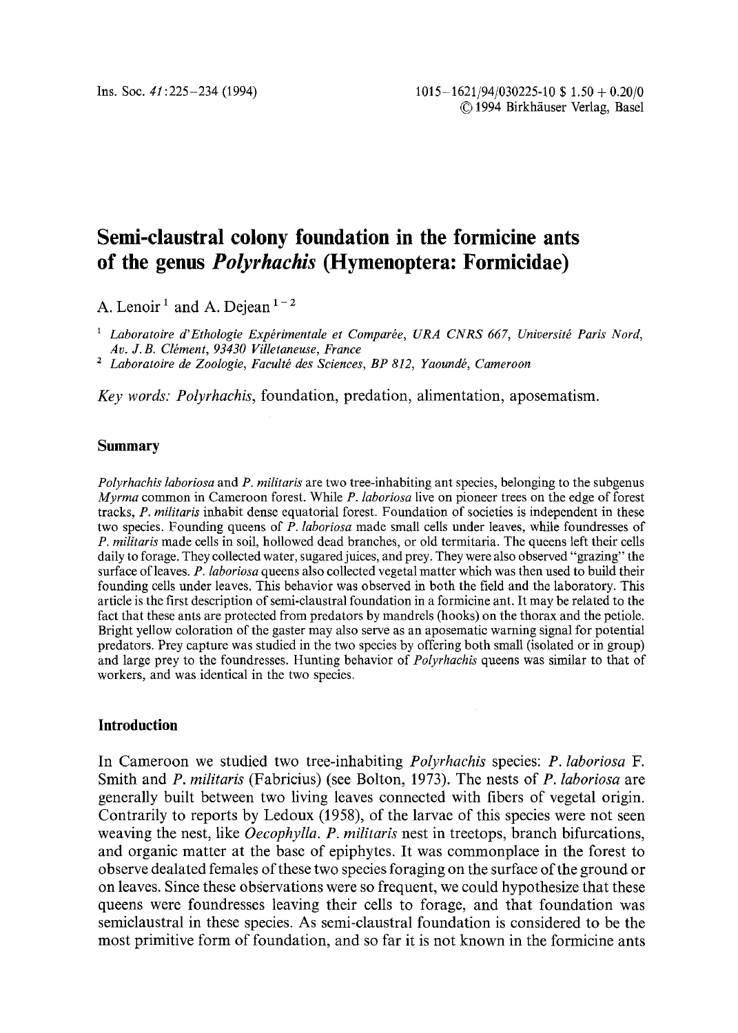# Semi-claustral colony foundation in the formicine ants of the genus *Polyrhachis* (Hymenoptera: Formicidae)

A. Lenoir[1] and A. Dejean[1-2]

[1] *Laboratoire d'Ethologie Expérimentale et Comparée, URA CNRS 667, Université Paris Nord, Av. J. B. Clément, 93430 Villetaneuse, France*

[2] *Laboratoire de Zoologie, Faculté des Sciences, BP 812, Yaoundé, Cameroon*

*Key words: Polyrhachis*, foundation, predation, alimentation, aposematism.

## Summary

*Polyrhachis laboriosa* and *P. militaris* are two tree-inhabiting ant species, belonging to the subgenus *Myrma* common in Cameroon forest. While *P. laboriosa* live on pioneer trees on the edge of forest tracks, *P. militaris* inhabit dense equatorial forest. Foundation of societies is independent in these two species. Founding queens of *P. laboriosa* made small cells under leaves, while foundresses of *P. militaris* made cells in soil, hollowed dead branches, or old termitaria. The queens left their cells daily to forage. They collected water, sugared juices, and prey. They were also observed "grazing" the surface of leaves. *P. laboriosa* queens also collected vegetal matter which was then used to build their founding cells under leaves. This behavior was observed in both the field and the laboratory. This article is the first description of semi-claustral foundation in a formicine ant. It may be related to the fact that these ants are protected from predators by mandrels (hooks) on the thorax and the petiole. Bright yellow coloration of the gaster may also serve as an aposematic warning signal for potential predators. Prey capture was studied in the two species by offering both small (isolated or in group) and large prey to the foundresses. Hunting behavior of *Polyrhachis* queens was similar to that of workers, and was identical in the two species.

## Introduction

In Cameroon we studied two tree-inhabiting *Polyrhachis* species: *P. laboriosa* F. Smith and *P. militaris* (Fabricius) (see Bolton, 1973). The nests of *P. laboriosa* are generally built between two living leaves connected with fibers of vegetal origin. Contrarily to reports by Ledoux (1958), of the larvae of this species were not seen weaving the nest, like *Oecophylla*. *P. militaris* nest in treetops, branch bifurcations, and organic matter at the base of epiphytes. It was commonplace in the forest to observe dealated females of these two species foraging on the surface of the ground or on leaves. Since these observations were so frequent, we could hypothesize that these queens were foundresses leaving their cells to forage, and that foundation was semiclaustral in these species. As semi-claustral foundation is considered to be the most primitive form of foundation, and so far it is not known in the formicine ants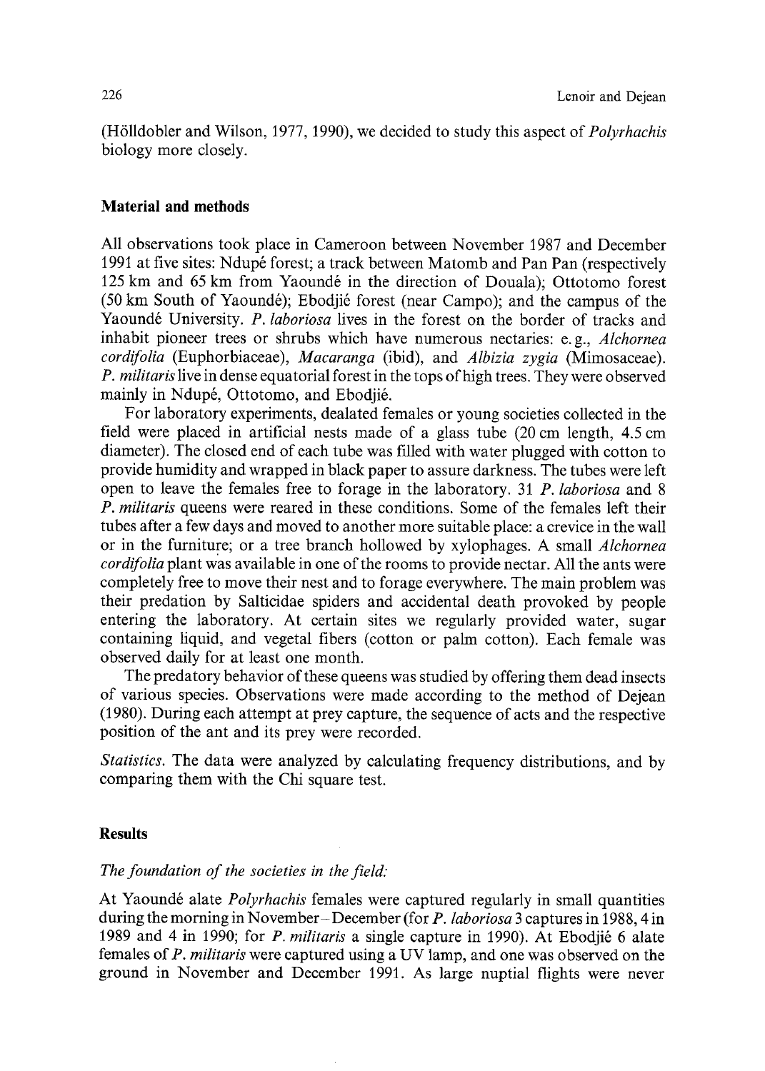(Hölldobler and Wilson, 1977, 1990), we decided to study this aspect of *Polyrhachis* biology more closely.

## Material and methods

All observations took place in Cameroon between November 1987 and December 1991 at five sites: Ndupé forest; a track between Matomb and Pan Pan (respectively 125 km and 65 km from Yaoundé in the direction of Douala); Ottotomo forest (50 km South of Yaoundé); Ebodjié forest (near Campo); and the campus of the Yaoundé University. *P. laboriosa* lives in the forest on the border of tracks and inhabit pioneer trees or shrubs which have numerous nectaries: e.g., *Alchornea cordifolia* (Euphorbiaceae), *Macaranga* (ibid), and *Albizia zygia* (Mimosaceae). *P. militaris* live in dense equatorial forest in the tops of high trees. They were observed mainly in Ndupé, Ottotomo, and Ebodjié.

For laboratory experiments, dealated females or young societies collected in the field were placed in artificial nests made of a glass tube (20 cm length, 4.5 cm diameter). The closed end of each tube was filled with water plugged with cotton to provide humidity and wrapped in black paper to assure darkness. The tubes were left open to leave the females free to forage in the laboratory. 31 *P. laboriosa* and 8 *P. militaris* queens were reared in these conditions. Some of the females left their tubes after a few days and moved to another more suitable place: a crevice in the wall or in the furniture; or a tree branch hollowed by xylophages. A small *Alchornea cordifolia* plant was available in one of the rooms to provide nectar. All the ants were completely free to move their nest and to forage everywhere. The main problem was their predation by Salticidae spiders and accidental death provoked by people entering the laboratory. At certain sites we regularly provided water, sugar containing liquid, and vegetal fibers (cotton or palm cotton). Each female was observed daily for at least one month.

The predatory behavior of these queens was studied by offering them dead insects of various species. Observations were made according to the method of Dejean (1980). During each attempt at prey capture, the sequence of acts and the respective position of the ant and its prey were recorded.

*Statistics.* The data were analyzed by calculating frequency distributions, and by comparing them with the Chi square test.

## Results

### *The foundation of the societies in the field:*

At Yaoundé alate *Polyrhachis* females were captured regularly in small quantities during the morning in November–December (for *P. laboriosa* 3 captures in 1988, 4 in 1989 and 4 in 1990; for *P. militaris* a single capture in 1990). At Ebodjié 6 alate females of *P. militaris* were captured using a UV lamp, and one was observed on the ground in November and December 1991. As large nuptial flights were never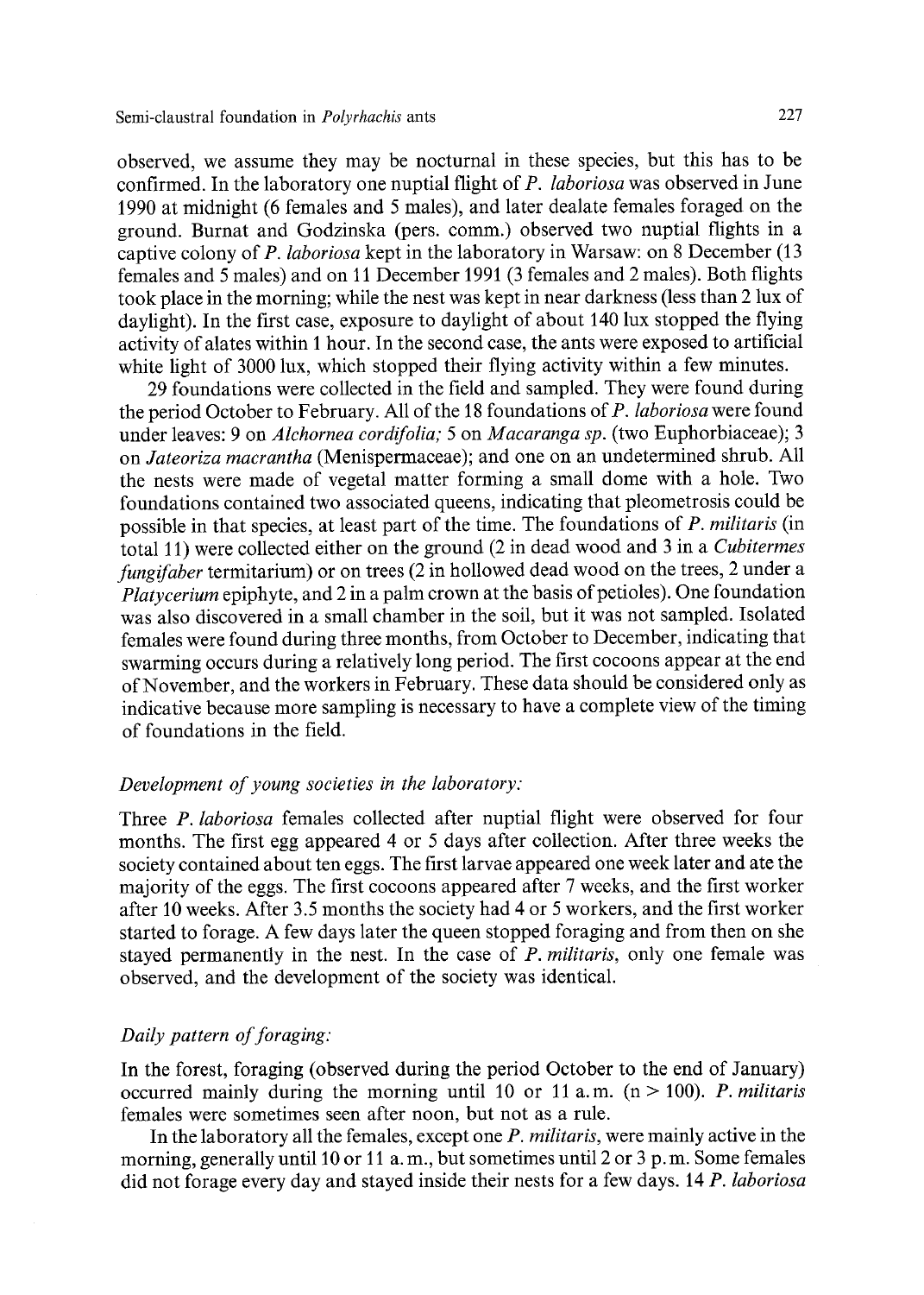observed, we assume they may be nocturnal in these species, but this has to be confirmed. In the laboratory one nuptial flight of *P. laboriosa* was observed in June 1990 at midnight (6 females and 5 males), and later dealate females foraged on the ground. Burnat and Godzinska (pers. comm.) observed two nuptial flights in a captive colony of *P. laboriosa* kept in the laboratory in Warsaw: on 8 December (13 females and 5 males) and on 11 December 1991 (3 females and 2 males). Both flights took place in the morning; while the nest was kept in near darkness (less than 2 lux of daylight). In the first case, exposure to daylight of about 140 lux stopped the flying activity of alates within 1 hour. In the second case, the ants were exposed to artificial white light of 3000 lux, which stopped their flying activity within a few minutes.

29 foundations were collected in the field and sampled. They were found during the period October to February. All of the 18 foundations of *P. laboriosa* were found under leaves: 9 on *Alchornea cordifolia;* 5 on *Macaranga sp.* (two Euphorbiaceae); 3 on *Jateoriza macrantha* (Menispermaceae); and one on an undetermined shrub. All the nests were made of vegetal matter forming a small dome with a hole. Two foundations contained two associated queens, indicating that pleometrosis could be possible in that species, at least part of the time. The foundations of *P. militaris* (in total 11) were collected either on the ground (2 in dead wood and 3 in a *Cubitermes fungifaber* termitarium) or on trees (2 in hollowed dead wood on the trees, 2 under a *Platycerium* epiphyte, and 2 in a palm crown at the basis of petioles). One foundation was also discovered in a small chamber in the soil, but it was not sampled. Isolated females were found during three months, from October to December, indicating that swarming occurs during a relatively long period. The first cocoons appear at the end of November, and the workers in February. These data should be considered only as indicative because more sampling is necessary to have a complete view of the timing of foundations in the field.

### *Development of young societies in the laboratory:*

Three *P. laboriosa* females collected after nuptial flight were observed for four months. The first egg appeared 4 or 5 days after collection. After three weeks the society contained about ten eggs. The first larvae appeared one week later and ate the majority of the eggs. The first cocoons appeared after 7 weeks, and the first worker after 10 weeks. After 3.5 months the society had 4 or 5 workers, and the first worker started to forage. A few days later the queen stopped foraging and from then on she stayed permanently in the nest. In the case of *P. militaris*, only one female was observed, and the development of the society was identical.

### *Daily pattern of foraging:*

In the forest, foraging (observed during the period October to the end of January) occurred mainly during the morning until 10 or 11 a.m. ($n > 100$). *P. militaris* females were sometimes seen after noon, but not as a rule.

In the laboratory all the females, except one *P. militaris*, were mainly active in the morning, generally until 10 or 11 a.m., but sometimes until 2 or 3 p.m. Some females did not forage every day and stayed inside their nests for a few days. 14 *P. laboriosa*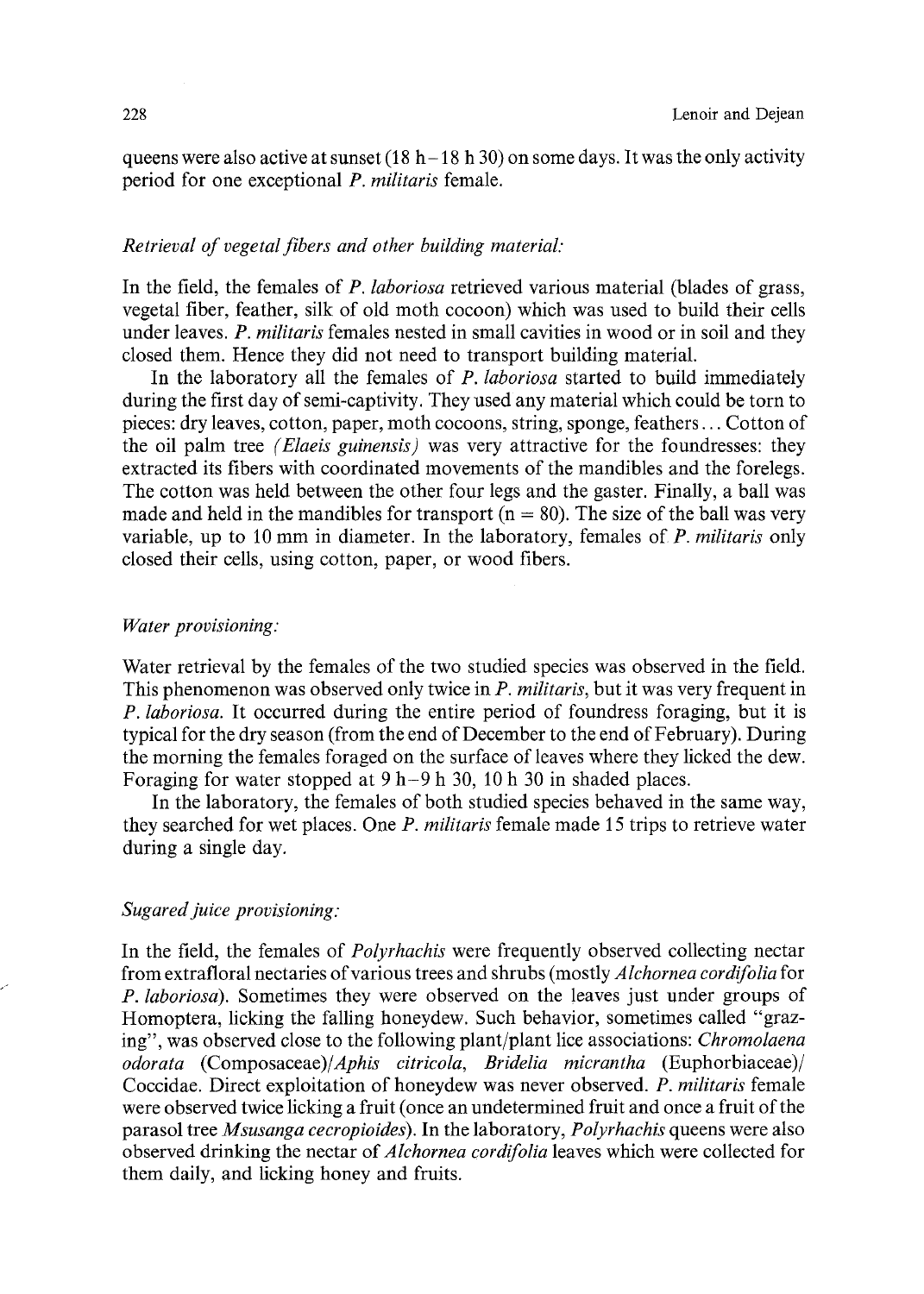queens were also active at sunset (18 h – 18 h 30) on some days. It was the only activity period for one exceptional *P. militaris* female.

### *Retrieval of vegetal fibers and other building material:*

In the field, the females of *P. laboriosa* retrieved various material (blades of grass, vegetal fiber, feather, silk of old moth cocoon) which was used to build their cells under leaves. *P. militaris* females nested in small cavities in wood or in soil and they closed them. Hence they did not need to transport building material.

In the laboratory all the females of *P. laboriosa* started to build immediately during the first day of semi-captivity. They used any material which could be torn to pieces: dry leaves, cotton, paper, moth cocoons, string, sponge, feathers... Cotton of the oil palm tree *(Elaeis guinensis)* was very attractive for the foundresses: they extracted its fibers with coordinated movements of the mandibles and the forelegs. The cotton was held between the other four legs and the gaster. Finally, a ball was made and held in the mandibles for transport (n = 80). The size of the ball was very variable, up to 10 mm in diameter. In the laboratory, females of *P. militaris* only closed their cells, using cotton, paper, or wood fibers.

### *Water provisioning:*

Water retrieval by the females of the two studied species was observed in the field. This phenomenon was observed only twice in *P. militaris*, but it was very frequent in *P. laboriosa*. It occurred during the entire period of foundress foraging, but it is typical for the dry season (from the end of December to the end of February). During the morning the females foraged on the surface of leaves where they licked the dew. Foraging for water stopped at 9 h – 9 h 30, 10 h 30 in shaded places.

In the laboratory, the females of both studied species behaved in the same way, they searched for wet places. One *P. militaris* female made 15 trips to retrieve water during a single day.

### *Sugared juice provisioning:*

In the field, the females of *Polyrhachis* were frequently observed collecting nectar from extrafloral nectaries of various trees and shrubs (mostly *Alchornea cordifolia* for *P. laboriosa*). Sometimes they were observed on the leaves just under groups of Homoptera, licking the falling honeydew. Such behavior, sometimes called "grazing", was observed close to the following plant/plant lice associations: *Chromolaena odorata* (Composaceae)/*Aphis citricola*, *Bridelia micrantha* (Euphorbiaceae)/ Coccidae. Direct exploitation of honeydew was never observed. *P. militaris* female were observed twice licking a fruit (once an undetermined fruit and once a fruit of the parasol tree *Msusanga cecropioides*). In the laboratory, *Polyrhachis* queens were also observed drinking the nectar of *Alchornea cordifolia* leaves which were collected for them daily, and licking honey and fruits.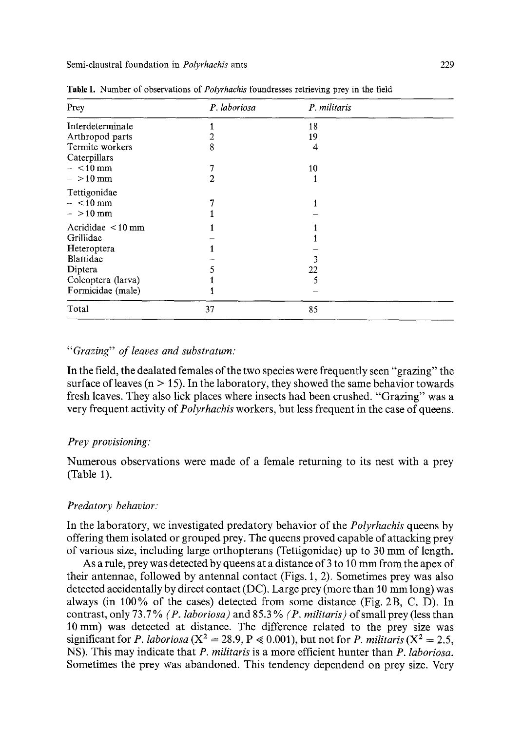**Table 1.** Number of observations of *Polyrhachis* foundresses retrieving prey in the field

| Prey | *P. laboriosa* | *P. militaris* |
|---|---|---|
| Interdeterminate | 1 | 18 |
| Arthropod parts | 2 | 19 |
| Termite workers | 8 | 4 |
| Caterpillars | | |
| – < 10 mm | 7 | 10 |
| – > 10 mm | 2 | 1 |
| Tettigonidae | | |
| – < 10 mm | 7 | 1 |
| – > 10 mm | 1 | – |
| Acrididae < 10 mm | 1 | 1 |
| Grillidae | – | 1 |
| Heteroptera | 1 | – |
| Blattidae | – | 3 |
| Diptera | 5 | 22 |
| Coleoptera (larva) | 1 | 5 |
| Formicidae (male) | 1 | – |
| Total | 37 | 85 |

### *"Grazing" of leaves and substratum:*

In the field, the dealated females of the two species were frequently seen "grazing" the surface of leaves (n > 15). In the laboratory, they showed the same behavior towards fresh leaves. They also lick places where insects had been crushed. "Grazing" was a very frequent activity of *Polyrhachis* workers, but less frequent in the case of queens.

### *Prey provisioning:*

Numerous observations were made of a female returning to its nest with a prey (Table 1).

### *Predatory behavior:*

In the laboratory, we investigated predatory behavior of the *Polyrhachis* queens by offering them isolated or grouped prey. The queens proved capable of attacking prey of various size, including large orthopterans (Tettigonidae) up to 30 mm of length.

As a rule, prey was detected by queens at a distance of 3 to 10 mm from the apex of their antennae, followed by antennal contact (Figs. 1, 2). Sometimes prey was also detected accidentally by direct contact (DC). Large prey (more than 10 mm long) was always (in 100% of the cases) detected from some distance (Fig. 2B, C, D). In contrast, only 73.7% *(P. laboriosa)* and 85.3% *(P. militaris)* of small prey (less than 10 mm) was detected at distance. The difference related to the prey size was significant for *P. laboriosa* ($X^2 = 28.9$, $P \ll 0.001$), but not for *P. militaris* ($X^2 = 2.5$, NS). This may indicate that *P. militaris* is a more efficient hunter than *P. laboriosa*. Sometimes the prey was abandoned. This tendency dependend on prey size. Very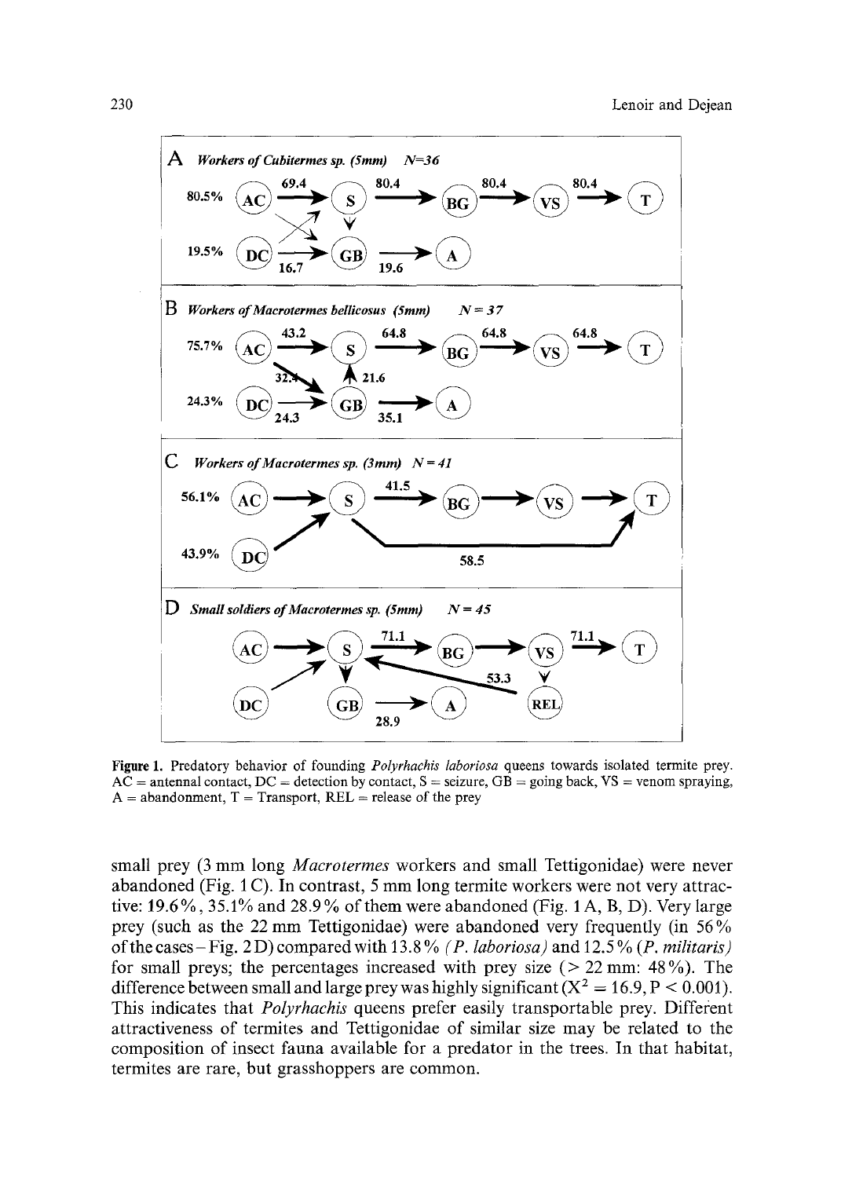**Figure 1.** Predatory behavior of founding *Polyrhachis laboriosa* queens towards isolated termite prey. AC = antennal contact, DC = detection by contact, S = seizure, GB = going back, VS = venom spraying, A = abandonment, T = Transport, REL = release of the prey

small prey (3 mm long *Macrotermes* workers and small Tettigonidae) were never abandoned (Fig. 1 C). In contrast, 5 mm long termite workers were not very attractive: 19.6%, 35.1% and 28.9% of them were abandoned (Fig. 1 A, B, D). Very large prey (such as the 22 mm Tettigonidae) were abandoned very frequently (in 56% of the cases – Fig. 2 D) compared with 13.8% *(P. laboriosa)* and 12.5% *(P. militaris)* for small preys; the percentages increased with prey size (> 22 mm: 48%). The difference between small and large prey was highly significant ($X^2 = 16.9$, $P < 0.001$). This indicates that *Polyrhachis* queens prefer easily transportable prey. Different attractiveness of termites and Tettigonidae of similar size may be related to the composition of insect fauna available for a predator in the trees. In that habitat, termites are rare, but grasshoppers are common.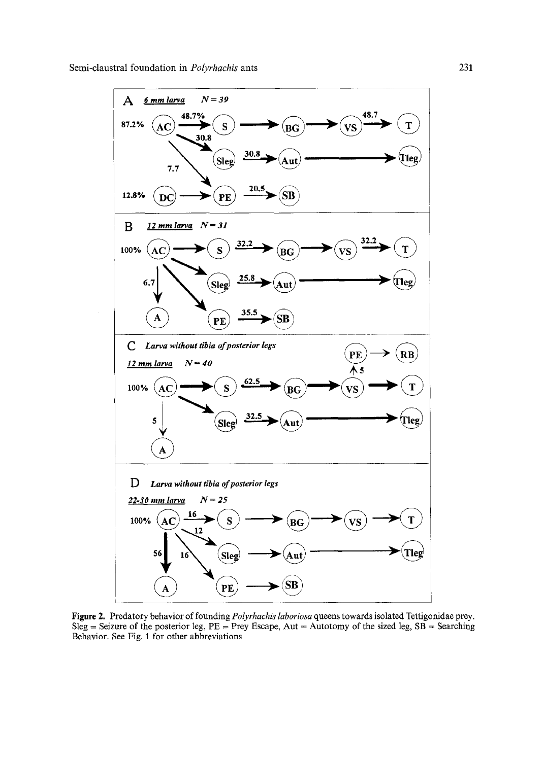Figure 2. Predatory behavior of founding *Polyrhachis laboriosa* queens towards isolated Tettigonidae prey. Sleg = Seizure of the posterior leg, PE = Prey Escape, Aut = Autotomy of the sized leg, SB = Searching Behavior. See Fig. 1 for other abbreviations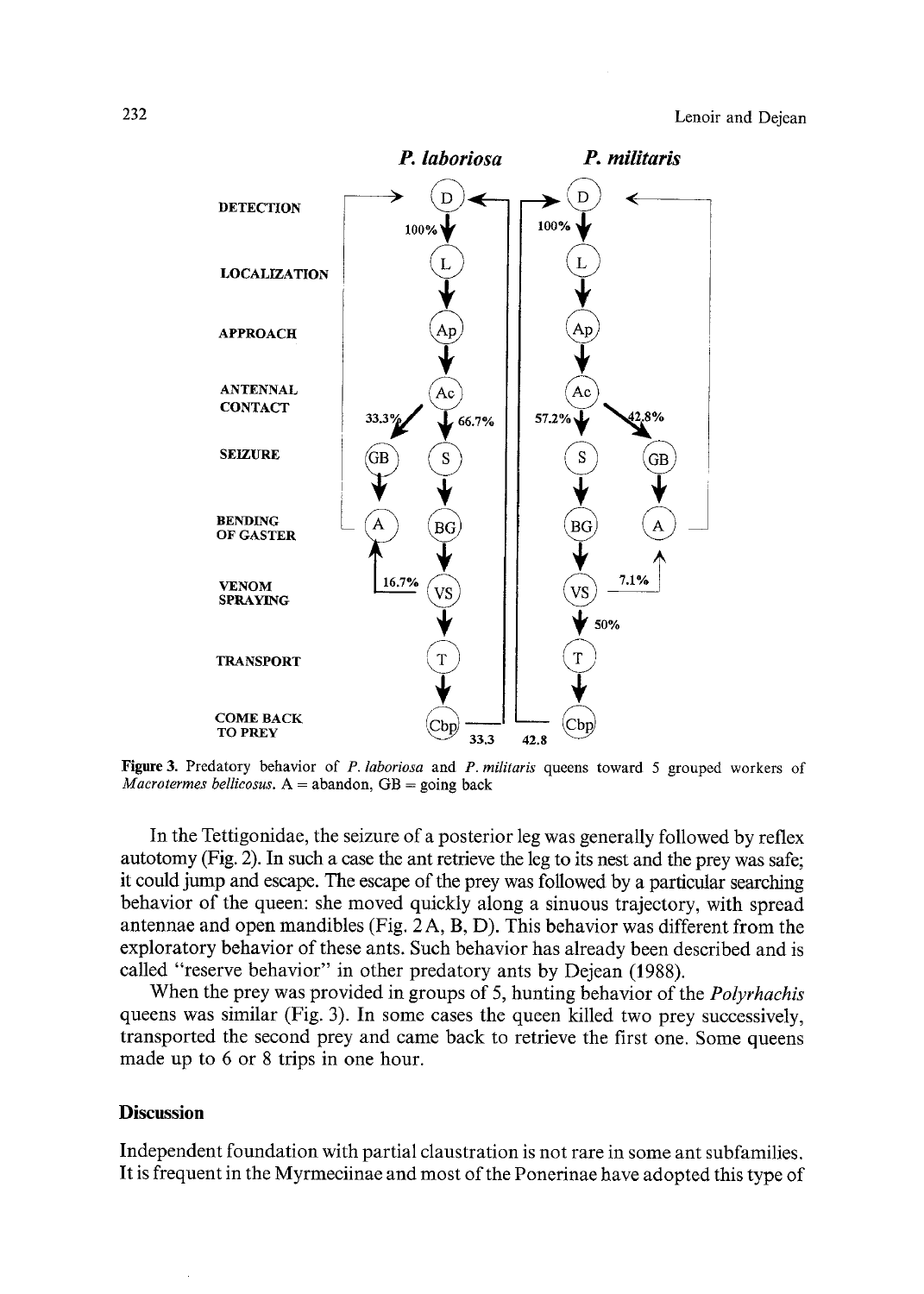**Figure 3.** Predatory behavior of *P. laboriosa* and *P. militaris* queens toward 5 grouped workers of *Macrotermes bellicosus*. A = abandon, GB = going back

In the Tettigonidae, the seizure of a posterior leg was generally followed by reflex autotomy (Fig. 2). In such a case the ant retrieve the leg to its nest and the prey was safe; it could jump and escape. The escape of the prey was followed by a particular searching behavior of the queen: she moved quickly along a sinuous trajectory, with spread antennae and open mandibles (Fig. 2 A, B, D). This behavior was different from the exploratory behavior of these ants. Such behavior has already been described and is called "reserve behavior" in other predatory ants by Dejean (1988).

When the prey was provided in groups of 5, hunting behavior of the *Polyrhachis* queens was similar (Fig. 3). In some cases the queen killed two prey successively, transported the second prey and came back to retrieve the first one. Some queens made up to 6 or 8 trips in one hour.

## Discussion

Independent foundation with partial claustration is not rare in some ant subfamilies. It is frequent in the Myrmeciinae and most of the Ponerinae have adopted this type of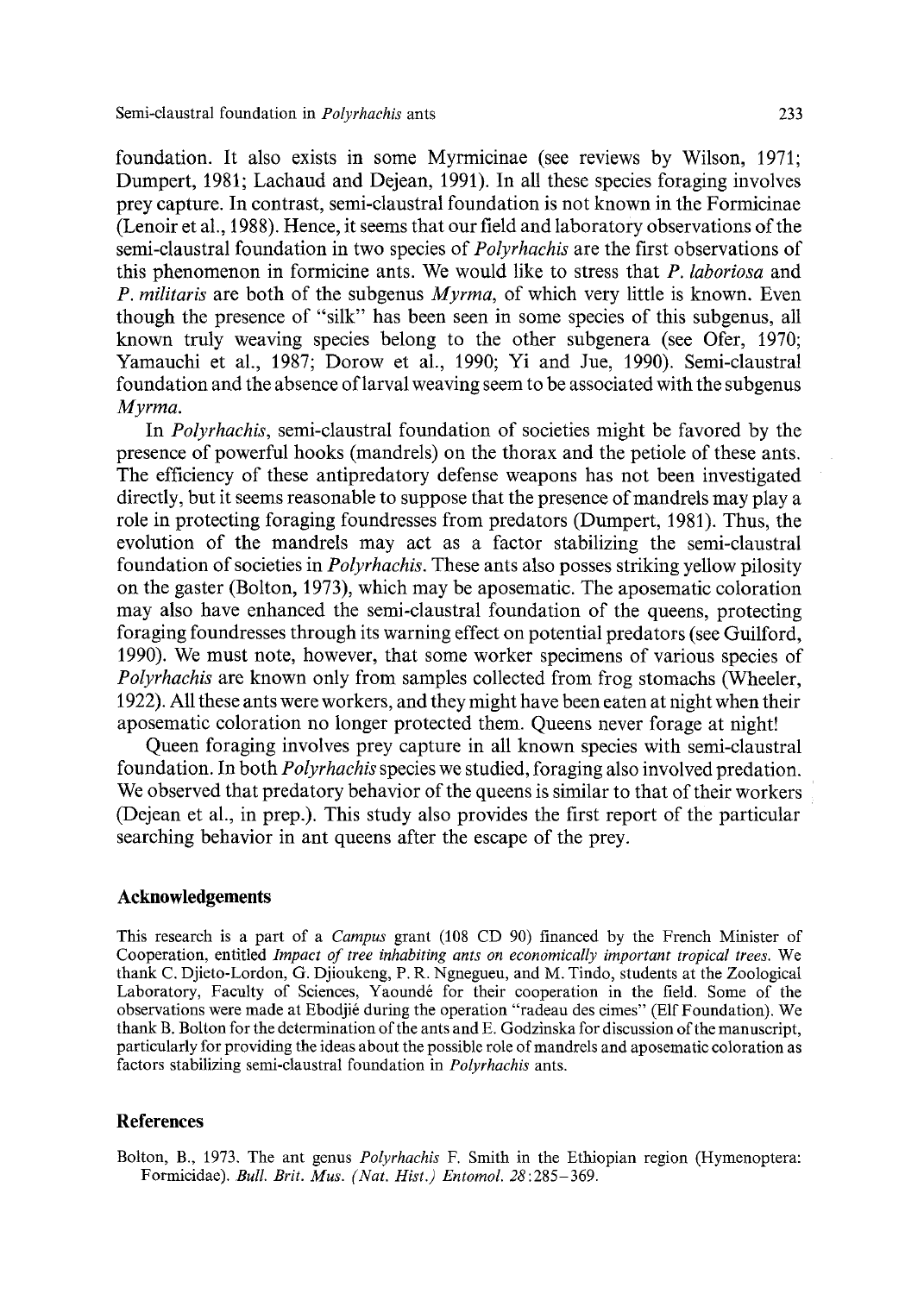foundation. It also exists in some Myrmicinae (see reviews by Wilson, 1971; Dumpert, 1981; Lachaud and Dejean, 1991). In all these species foraging involves prey capture. In contrast, semi-claustral foundation is not known in the Formicinae (Lenoir et al., 1988). Hence, it seems that our field and laboratory observations of the semi-claustral foundation in two species of *Polyrhachis* are the first observations of this phenomenon in formicine ants. We would like to stress that *P. laboriosa* and *P. militaris* are both of the subgenus *Myrma*, of which very little is known. Even though the presence of "silk" has been seen in some species of this subgenus, all known truly weaving species belong to the other subgenera (see Ofer, 1970; Yamauchi et al., 1987; Dorow et al., 1990; Yi and Jue, 1990). Semi-claustral foundation and the absence of larval weaving seem to be associated with the subgenus *Myrma*.

In *Polyrhachis*, semi-claustral foundation of societies might be favored by the presence of powerful hooks (mandrels) on the thorax and the petiole of these ants. The efficiency of these antipredatory defense weapons has not been investigated directly, but it seems reasonable to suppose that the presence of mandrels may play a role in protecting foraging foundresses from predators (Dumpert, 1981). Thus, the evolution of the mandrels may act as a factor stabilizing the semi-claustral foundation of societies in *Polyrhachis*. These ants also posses striking yellow pilosity on the gaster (Bolton, 1973), which may be aposematic. The aposematic coloration may also have enhanced the semi-claustral foundation of the queens, protecting foraging foundresses through its warning effect on potential predators (see Guilford, 1990). We must note, however, that some worker specimens of various species of *Polyrhachis* are known only from samples collected from frog stomachs (Wheeler, 1922). All these ants were workers, and they might have been eaten at night when their aposematic coloration no longer protected them. Queens never forage at night!

Queen foraging involves prey capture in all known species with semi-claustral foundation. In both *Polyrhachis* species we studied, foraging also involved predation. We observed that predatory behavior of the queens is similar to that of their workers (Dejean et al., in prep.). This study also provides the first report of the particular searching behavior in ant queens after the escape of the prey.

## Acknowledgements

This research is a part of a *Campus* grant (108 CD 90) financed by the French Minister of Cooperation, entitled *Impact of tree inhabiting ants on economically important tropical trees*. We thank C. Djieto-Lordon, G. Djioukeng, P. R. Ngnegueu, and M. Tindo, students at the Zoological Laboratory, Faculty of Sciences, Yaoundé for their cooperation in the field. Some of the observations were made at Ebodjié during the operation "radeau des cimes" (Elf Foundation). We thank B. Bolton for the determination of the ants and E. Godzinska for discussion of the manuscript, particularly for providing the ideas about the possible role of mandrels and aposematic coloration as factors stabilizing semi-claustral foundation in *Polyrhachis* ants.

## References

Bolton, B., 1973. The ant genus *Polyrhachis* F. Smith in the Ethiopian region (Hymenoptera: Formicidae). *Bull. Brit. Mus. (Nat. Hist.) Entomol. 28*:285–369.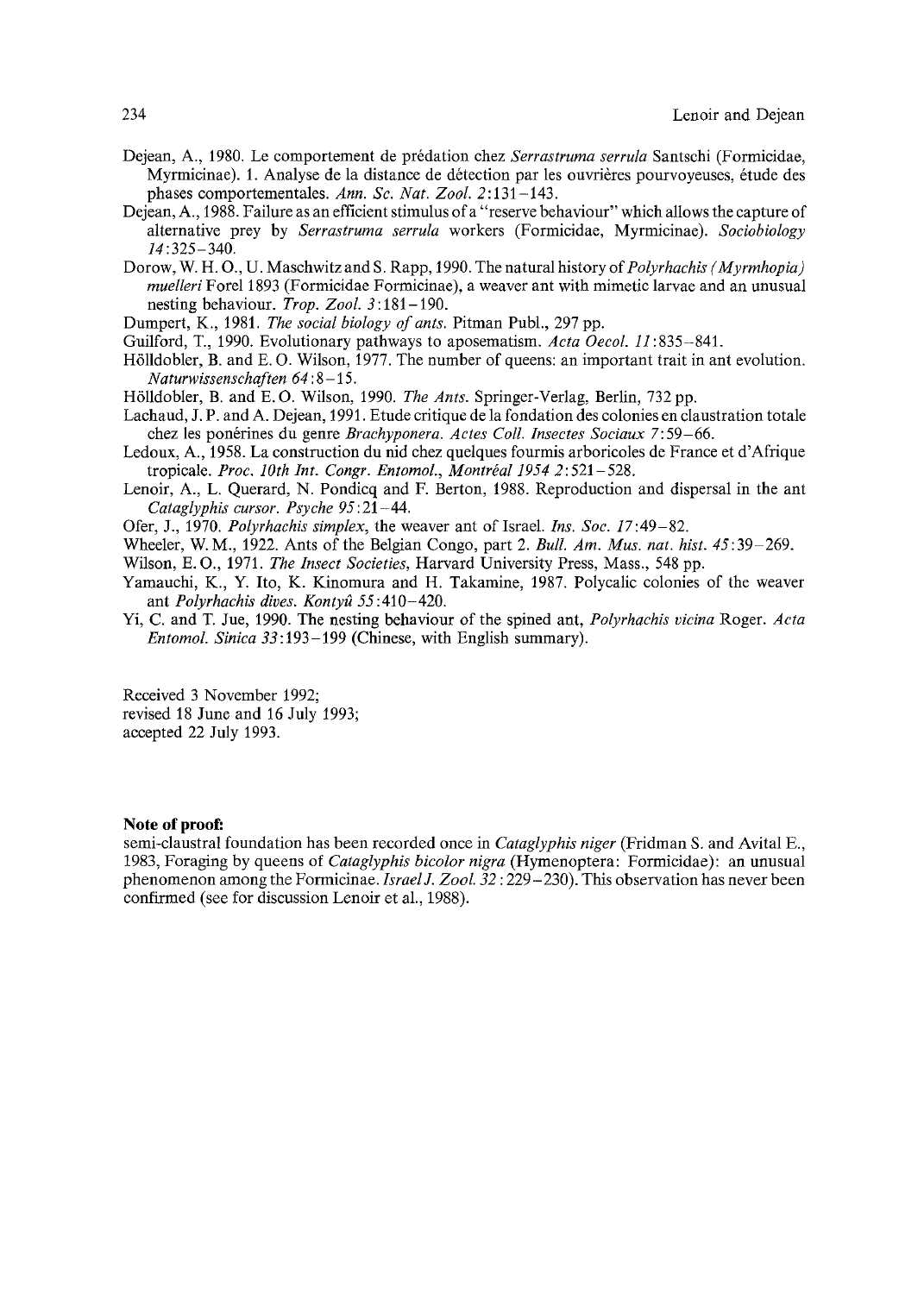Dejean, A., 1980. Le comportement de prédation chez *Serrastruma serrula* Santschi (Formicidae, Myrmicinae). 1. Analyse de la distance de détection par les ouvrières pourvoyeuses, étude des phases comportementales. *Ann. Sc. Nat. Zool. 2*:131–143.

Dejean, A., 1988. Failure as an efficient stimulus of a "reserve behaviour" which allows the capture of alternative prey by *Serrastruma serrula* workers (Formicidae, Myrmicinae). *Sociobiology 14*:325–340.

Dorow, W. H. O., U. Maschwitz and S. Rapp, 1990. The natural history of *Polyrhachis (Myrmhopia) muelleri* Forel 1893 (Formicidae Formicinae), a weaver ant with mimetic larvae and an unusual nesting behaviour. *Trop. Zool. 3*:181–190.

Dumpert, K., 1981. *The social biology of ants.* Pitman Publ., 297 pp.

Guilford, T., 1990. Evolutionary pathways to aposematism. *Acta Oecol. 11*:835–841.

Hölldobler, B. and E. O. Wilson, 1977. The number of queens: an important trait in ant evolution. *Naturwissenschaften 64*:8–15.

Hölldobler, B. and E. O. Wilson, 1990. *The Ants.* Springer-Verlag, Berlin, 732 pp.

Lachaud, J. P. and A. Dejean, 1991. Etude critique de la fondation des colonies en claustration totale chez les ponérines du genre *Brachyponera. Actes Coll. Insectes Sociaux 7*:59–66.

Ledoux, A., 1958. La construction du nid chez quelques fourmis arboricoles de France et d'Afrique tropicale. *Proc. 10th Int. Congr. Entomol., Montréal 1954 2*:521–528.

Lenoir, A., L. Querard, N. Pondicq and F. Berton, 1988. Reproduction and dispersal in the ant *Cataglyphis cursor. Psyche 95*:21–44.

Ofer, J., 1970. *Polyrhachis simplex*, the weaver ant of Israel. *Ins. Soc. 17*:49–82.

Wheeler, W. M., 1922. Ants of the Belgian Congo, part 2. *Bull. Am. Mus. nat. hist. 45*:39–269.

Wilson, E. O., 1971. *The Insect Societies*, Harvard University Press, Mass., 548 pp.

Yamauchi, K., Y. Ito, K. Kinomura and H. Takamine, 1987. Polycalic colonies of the weaver ant *Polyrhachis dives. Kontyû 55*:410–420.

Yi, C. and T. Jue, 1990. The nesting behaviour of the spined ant, *Polyrhachis vicina* Roger. *Acta Entomol. Sinica 33*:193–199 (Chinese, with English summary).

Received 3 November 1992;
revised 18 June and 16 July 1993;
accepted 22 July 1993.

**Note of proof:**
semi-claustral foundation has been recorded once in *Cataglyphis niger* (Fridman S. and Avital E., 1983, Foraging by queens of *Cataglyphis bicolor nigra* (Hymenoptera: Formicidae): an unusual phenomenon among the Formicinae. *Israel J. Zool. 32*:229–230). This observation has never been confirmed (see for discussion Lenoir et al., 1988).